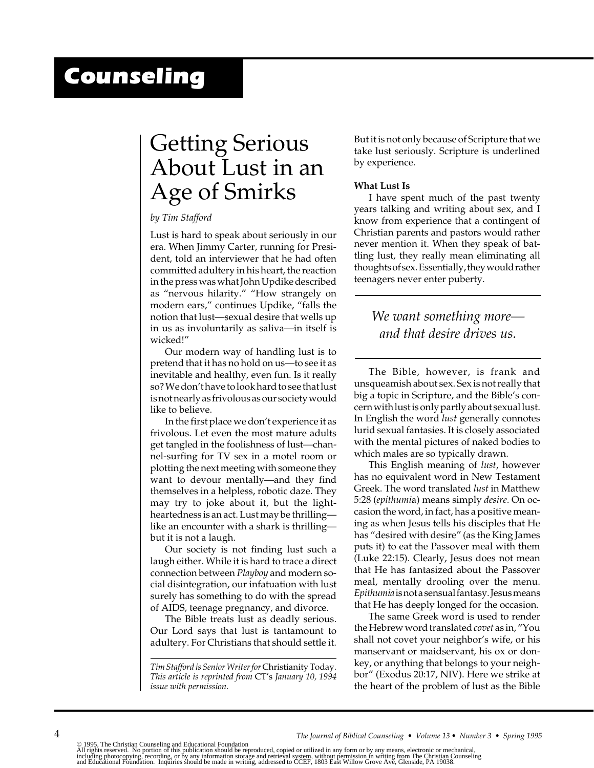# Counseling

## Getting Serious About Lust in an Age of Smirks

*by Tim Stafford*

Lust is hard to speak about seriously in our era. When Jimmy Carter, running for President, told an interviewer that he had often committed adultery in his heart, the reaction in the press was what John Updike described as "nervous hilarity." "How strangely on modern ears," continues Updike, "falls the notion that lust—sexual desire that wells up in us as involuntarily as saliva—in itself is wicked!"

Our modern way of handling lust is to pretend that it has no hold on us—to see it as inevitable and healthy, even fun. Is it really so? We don't have to look hard to see that lust is not nearly as frivolous as our society would like to believe.

In the first place we don't experience it as frivolous. Let even the most mature adults get tangled in the foolishness of lust—channel-surfing for TV sex in a motel room or plotting the next meeting with someone they want to devour mentally—and they find themselves in a helpless, robotic daze. They may try to joke about it, but the lightheartedness is an act. Lust may be thrilling—like an encounter with a shark is thrilling—but it is not a laugh.

Our society is not finding lust such a laugh either. While it is hard to trace a direct connection between *Playboy* and modern social disintegration, our infatuation with lust surely has something to do with the spread of AIDS, teenage pregnancy, and divorce.

The Bible treats lust as deadly serious. Our Lord says that lust is tantamount to adultery. For Christians that should settle it. But it is not only because of Scripture that we take lust seriously. Scripture is underlined by experience.

*Tim Stafford is Senior Writer for* Christianity Today. *This article is reprinted from* CT's *January 10, 1994 issue with permission.*

### What Lust Is

I have spent much of the past twenty years talking and writing about sex, and I know from experience that a contingent of Christian parents and pastors would rather never mention it. When they speak of battling lust, they really mean eliminating all thoughts of sex. Essentially, they would rather teenagers never enter puberty.

> *We want something more—and that desire drives us.*

The Bible, however, is frank and unsqueamish about sex. Sex is not really that big a topic in Scripture, and the Bible's concern with lust is only partly about sexual lust. In English the word *lust* generally connotes lurid sexual fantasies. It is closely associated with the mental pictures of naked bodies to which males are so typically drawn.

This English meaning of *lust*, however has no equivalent word in New Testament Greek. The word translated *lust* in Matthew 5:28 (*epithumia*) means simply *desire*. On occasion the word, in fact, has a positive meaning as when Jesus tells his disciples that He has "desired with desire" (as the King James puts it) to eat the Passover meal with them (Luke 22:15). Clearly, Jesus does not mean that He has fantasized about the Passover meal, mentally drooling over the menu. *Epithumia* is not a sensual fantasy. Jesus means that He has deeply longed for the occasion.

The same Greek word is used to render the Hebrew word translated *covet* as in, "You shall not covet your neighbor's wife, or his manservant or maidservant, his ox or donkey, or anything that belongs to your neighbor" (Exodus 20:17, NIV). Here we strike at the heart of the problem of lust as the Bible

© 1995, The Christian Counseling and Educational Foundation
All rights reserved. No portion of this publication should be reproduced, copied or utilized in any form or by any means, electronic or mechanical, including photocopying, recording, or by any information storage and retrieval system, without permission in writing from The Christian Counseling and Educational Foundation. Inquiries should be made in writing, addressed to CCEF, 1803 East Willow Grove Ave, Glenside, PA 19038.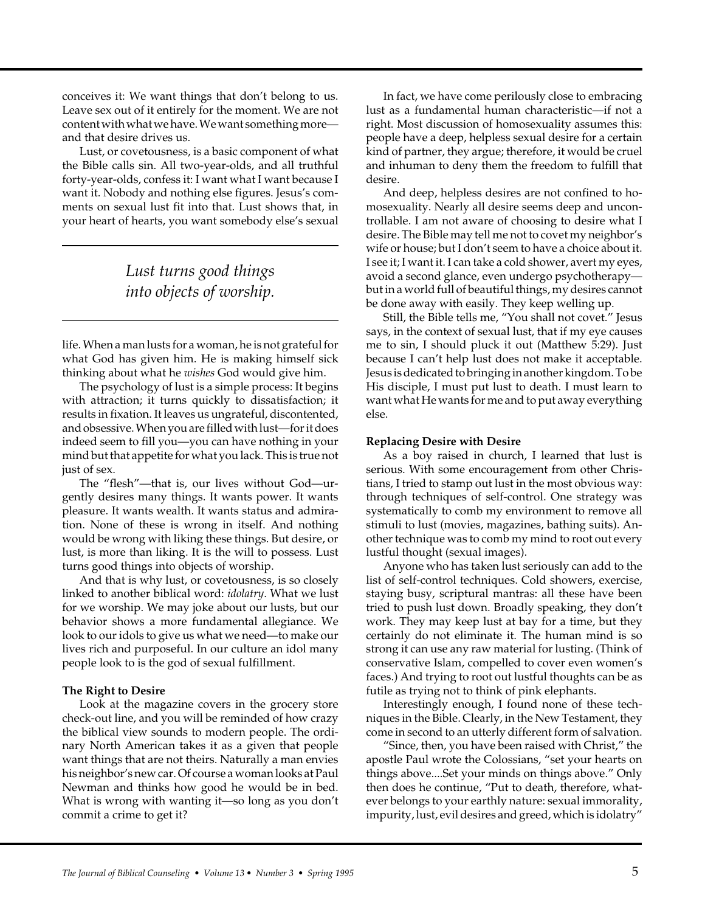conceives it: We want things that don't belong to us. Leave sex out of it entirely for the moment. We are not content with what we have. We want something more—and that desire drives us.

Lust, or covetousness, is a basic component of what the Bible calls sin. All two-year-olds, and all truthful forty-year-olds, confess it: I want what I want because I want it. Nobody and nothing else figures. Jesus's comments on sexual lust fit into that. Lust shows that, in your heart of hearts, you want somebody else's sexual life. When a man lusts for a woman, he is not grateful for what God has given him. He is making himself sick thinking about what he *wishes* God would give him.

> *Lust turns good things into objects of worship.*

The psychology of lust is a simple process: It begins with attraction; it turns quickly to dissatisfaction; it results in fixation. It leaves us ungrateful, discontented, and obsessive. When you are filled with lust—for it does indeed seem to fill you—you can have nothing in your mind but that appetite for what you lack. This is true not just of sex.

The "flesh"—that is, our lives without God—urgently desires many things. It wants power. It wants pleasure. It wants wealth. It wants status and admiration. None of these is wrong in itself. And nothing would be wrong with liking these things. But desire, or lust, is more than liking. It is the will to possess. Lust turns good things into objects of worship.

And that is why lust, or covetousness, is so closely linked to another biblical word: *idolatry*. What we lust for we worship. We may joke about our lusts, but our behavior shows a more fundamental allegiance. We look to our idols to give us what we need—to make our lives rich and purposeful. In our culture an idol many people look to is the god of sexual fulfillment.

**The Right to Desire**

Look at the magazine covers in the grocery store check-out line, and you will be reminded of how crazy the biblical view sounds to modern people. The ordinary North American takes it as a given that people want things that are not theirs. Naturally a man envies his neighbor's new car. Of course a woman looks at Paul Newman and thinks how good he would be in bed. What is wrong with wanting it—so long as you don't commit a crime to get it?

In fact, we have come perilously close to embracing lust as a fundamental human characteristic—if not a right. Most discussion of homosexuality assumes this: people have a deep, helpless sexual desire for a certain kind of partner, they argue; therefore, it would be cruel and inhuman to deny them the freedom to fulfill that desire.

And deep, helpless desires are not confined to homosexuality. Nearly all desire seems deep and uncontrollable. I am not aware of choosing to desire what I desire. The Bible may tell me not to covet my neighbor's wife or house; but I don't seem to have a choice about it. I see it; I want it. I can take a cold shower, avert my eyes, avoid a second glance, even undergo psychotherapy—but in a world full of beautiful things, my desires cannot be done away with easily. They keep welling up.

Still, the Bible tells me, "You shall not covet." Jesus says, in the context of sexual lust, that if my eye causes me to sin, I should pluck it out (Matthew 5:29). Just because I can't help lust does not make it acceptable. Jesus is dedicated to bringing in another kingdom. To be His disciple, I must put lust to death. I must learn to want what He wants for me and to put away everything else.

**Replacing Desire with Desire**

As a boy raised in church, I learned that lust is serious. With some encouragement from other Christians, I tried to stamp out lust in the most obvious way: through techniques of self-control. One strategy was systematically to comb my environment to remove all stimuli to lust (movies, magazines, bathing suits). Another technique was to comb my mind to root out every lustful thought (sexual images).

Anyone who has taken lust seriously can add to the list of self-control techniques. Cold showers, exercise, staying busy, scriptural mantras: all these have been tried to push lust down. Broadly speaking, they don't work. They may keep lust at bay for a time, but they certainly do not eliminate it. The human mind is so strong it can use any raw material for lusting. (Think of conservative Islam, compelled to cover even women's faces.) And trying to root out lustful thoughts can be as futile as trying not to think of pink elephants.

Interestingly enough, I found none of these techniques in the Bible. Clearly, in the New Testament, they come in second to an utterly different form of salvation.

"Since, then, you have been raised with Christ," the apostle Paul wrote the Colossians, "set your hearts on things above....Set your minds on things above." Only then does he continue, "Put to death, therefore, whatever belongs to your earthly nature: sexual immorality, impurity, lust, evil desires and greed, which is idolatry"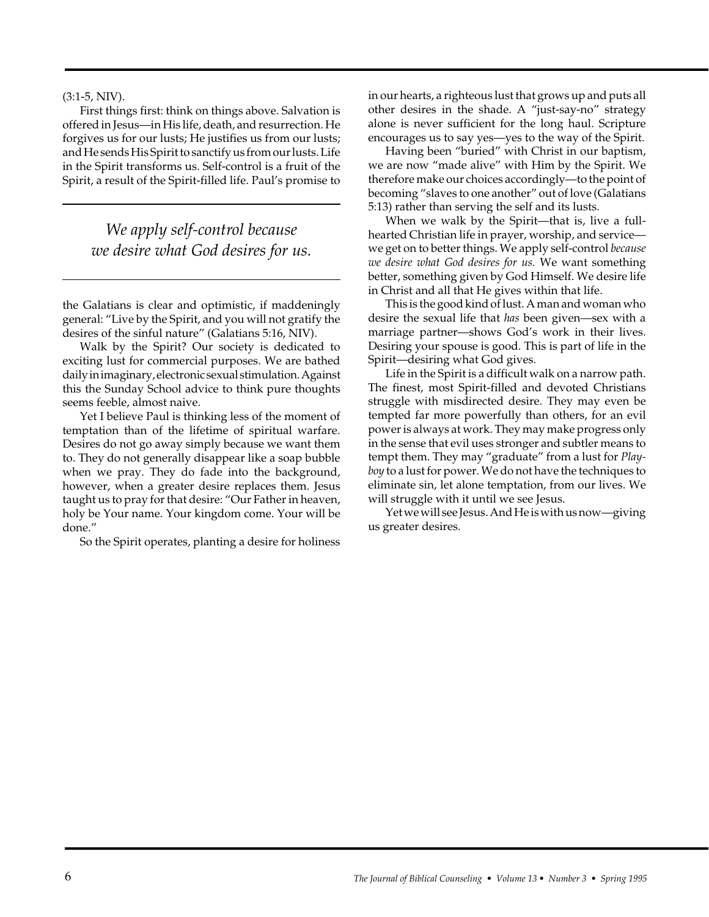(3:1-5, NIV).

First things first: think on things above. Salvation is offered in Jesus—in His life, death, and resurrection. He forgives us for our lusts; He justifies us from our lusts; and He sends His Spirit to sanctify us from our lusts. Life in the Spirit transforms us. Self-control is a fruit of the Spirit, a result of the Spirit-filled life. Paul's promise to the Galatians is clear and optimistic, if maddeningly general: "Live by the Spirit, and you will not gratify the desires of the sinful nature" (Galatians 5:16, NIV).

> *We apply self-control because we desire what God desires for us.*

Walk by the Spirit? Our society is dedicated to exciting lust for commercial purposes. We are bathed daily in imaginary, electronic sexual stimulation. Against this the Sunday School advice to think pure thoughts seems feeble, almost naive.

Yet I believe Paul is thinking less of the moment of temptation than of the lifetime of spiritual warfare. Desires do not go away simply because we want them to. They do not generally disappear like a soap bubble when we pray. They do fade into the background, however, when a greater desire replaces them. Jesus taught us to pray for that desire: "Our Father in heaven, holy be Your name. Your kingdom come. Your will be done."

So the Spirit operates, planting a desire for holiness in our hearts, a righteous lust that grows up and puts all other desires in the shade. A "just-say-no" strategy alone is never sufficient for the long haul. Scripture encourages us to say yes—yes to the way of the Spirit.

Having been "buried" with Christ in our baptism, we are now "made alive" with Him by the Spirit. We therefore make our choices accordingly—to the point of becoming "slaves to one another" out of love (Galatians 5:13) rather than serving the self and its lusts.

When we walk by the Spirit—that is, live a full-hearted Christian life in prayer, worship, and service—we get on to better things. We apply self-control *because we desire what God desires for us.* We want something better, something given by God Himself. We desire life in Christ and all that He gives within that life.

This is the good kind of lust. A man and woman who desire the sexual life that *has* been given—sex with a marriage partner—shows God's work in their lives. Desiring your spouse is good. This is part of life in the Spirit—desiring what God gives.

Life in the Spirit is a difficult walk on a narrow path. The finest, most Spirit-filled and devoted Christians struggle with misdirected desire. They may even be tempted far more powerfully than others, for an evil power is always at work. They may make progress only in the sense that evil uses stronger and subtler means to tempt them. They may "graduate" from a lust for *Playboy* to a lust for power. We do not have the techniques to eliminate sin, let alone temptation, from our lives. We will struggle with it until we see Jesus.

Yet we will see Jesus. And He is with us now—giving us greater desires.